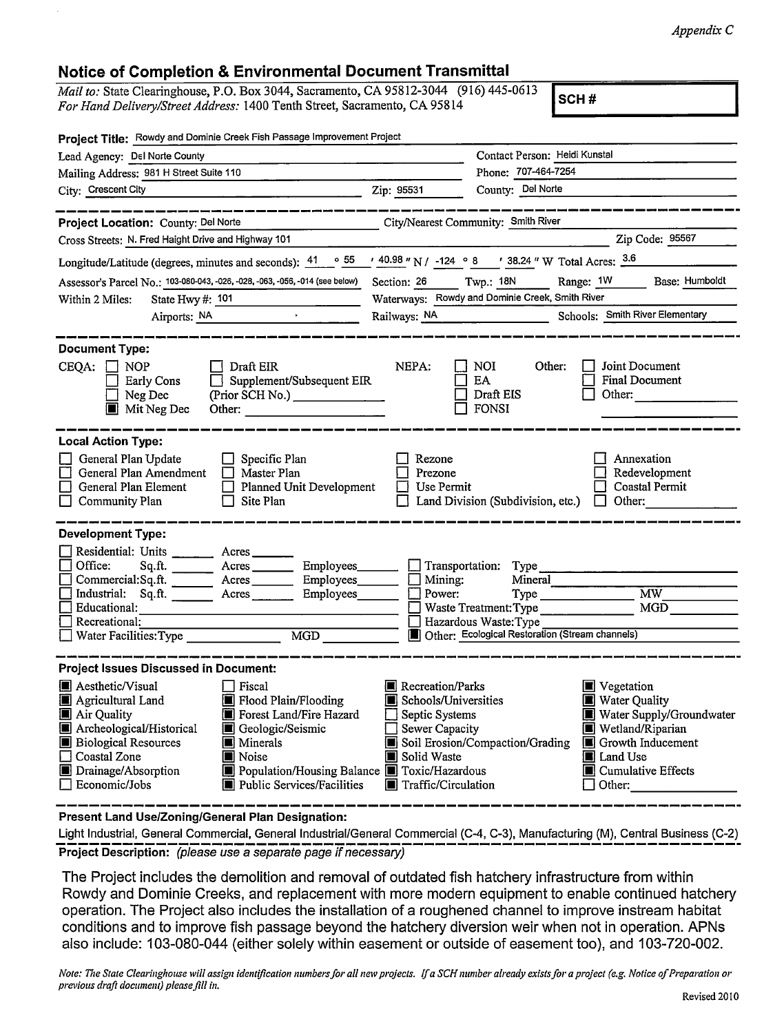Appendix C

# Notice of Completion & Environmental Document Transmittal

*Mail to:* State Clearinghouse, P.O. Box 3044, Sacramento, CA 95812-3044 (916) 445-0613
*For Hand Delivery/Street Address:* 1400 Tenth Street, Sacramento, CA 95814

**SCH #**

**Project Title:** Rowdy and Dominie Creek Fish Passage Improvement Project

Lead Agency: Del Norte County
Contact Person: Heidi Kunstal
Mailing Address: 981 H Street Suite 110
Phone: 707-464-7254
City: Crescent City  Zip: 95531
County: Del Norte

---

**Project Location:** County: Del Norte  City/Nearest Community: Smith River
Cross Streets: N. Fred Haight Drive and Highway 101  Zip Code: 95567

Longitude/Latitude (degrees, minutes and seconds): 41 ° 55 ' 40.98 " N / -124 ° 8 ' 38.24 " W Total Acres: 3.6

Assessor's Parcel No.: 103-080-043, -026, -028, -063, -056, -014 (see below)  Section: 26  Twp.: 18N  Range: 1W  Base: Humboldt

Within 2 Miles: State Hwy #: 101  Waterways: Rowdy and Dominie Creek, Smith River
Airports: NA  Railways: NA  Schools: Smith River Elementary

---

**Document Type:**

CEQA:
- [ ] NOP
- [ ] Early Cons
- [ ] Neg Dec
- [x] Mit Neg Dec
- [ ] Draft EIR
- [ ] Supplement/Subsequent EIR (Prior SCH No.) ______
- Other: ______

NEPA:
- [ ] NOI
- [ ] EA
- [ ] Draft EIS
- [ ] FONSI

Other:
- [ ] Joint Document
- [ ] Final Document
- [ ] Other: ______

---

**Local Action Type:**

- [ ] General Plan Update
- [ ] General Plan Amendment
- [ ] General Plan Element
- [ ] Community Plan
- [ ] Specific Plan
- [ ] Master Plan
- [ ] Planned Unit Development
- [ ] Site Plan
- [ ] Rezone
- [ ] Prezone
- [ ] Use Permit
- [ ] Land Division (Subdivision, etc.)
- [ ] Annexation
- [ ] Redevelopment
- [ ] Coastal Permit
- [ ] Other: ______

---

**Development Type:**

- [ ] Residential: Units ______ Acres ______
- [ ] Office: Sq.ft. ______ Acres ______ Employees ______
- [ ] Commercial: Sq.ft. ______ Acres ______ Employees ______
- [ ] Industrial: Sq.ft. ______ Acres ______ Employees ______
- [ ] Educational: ______
- [ ] Recreational: ______
- [ ] Water Facilities: Type ______ MGD ______
- [ ] Transportation: Type ______
- [ ] Mining: Mineral ______
- [ ] Power: Type ______ MW ______
- [ ] Waste Treatment: Type ______ MGD ______
- [ ] Hazardous Waste: Type ______
- [x] Other: Ecological Restoration (Stream channels)

---

**Project Issues Discussed in Document:**

- [x] Aesthetic/Visual
- [x] Agricultural Land
- [x] Air Quality
- [x] Archeological/Historical
- [x] Biological Resources
- [ ] Coastal Zone
- [x] Drainage/Absorption
- [ ] Economic/Jobs
- [ ] Fiscal
- [x] Flood Plain/Flooding
- [x] Forest Land/Fire Hazard
- [x] Geologic/Seismic
- [x] Minerals
- [x] Noise
- [x] Population/Housing Balance
- [x] Public Services/Facilities
- [x] Recreation/Parks
- [x] Schools/Universities
- [ ] Septic Systems
- [ ] Sewer Capacity
- [x] Soil Erosion/Compaction/Grading
- [x] Solid Waste
- [x] Toxic/Hazardous
- [x] Traffic/Circulation
- [x] Vegetation
- [x] Water Quality
- [x] Water Supply/Groundwater
- [x] Wetland/Riparian
- [x] Growth Inducement
- [x] Land Use
- [x] Cumulative Effects
- [ ] Other: ______

---

**Present Land Use/Zoning/General Plan Designation:**

Light Industrial, General Commercial, General Industrial/General Commercial (C-4, C-3), Manufacturing (M), Central Business (C-2)

---

**Project Description:** *(please use a separate page if necessary)*

The Project includes the demolition and removal of outdated fish hatchery infrastructure from within Rowdy and Dominie Creeks, and replacement with more modern equipment to enable continued hatchery operation. The Project also includes the installation of a roughened channel to improve instream habitat conditions and to improve fish passage beyond the hatchery diversion weir when not in operation. APNs also include: 103-080-044 (either solely within easement or outside of easement too), and 103-720-002.

*Note: The State Clearinghouse will assign identification numbers for all new projects. If a SCH number already exists for a project (e.g. Notice of Preparation or previous draft document) please fill in.*

Revised 2010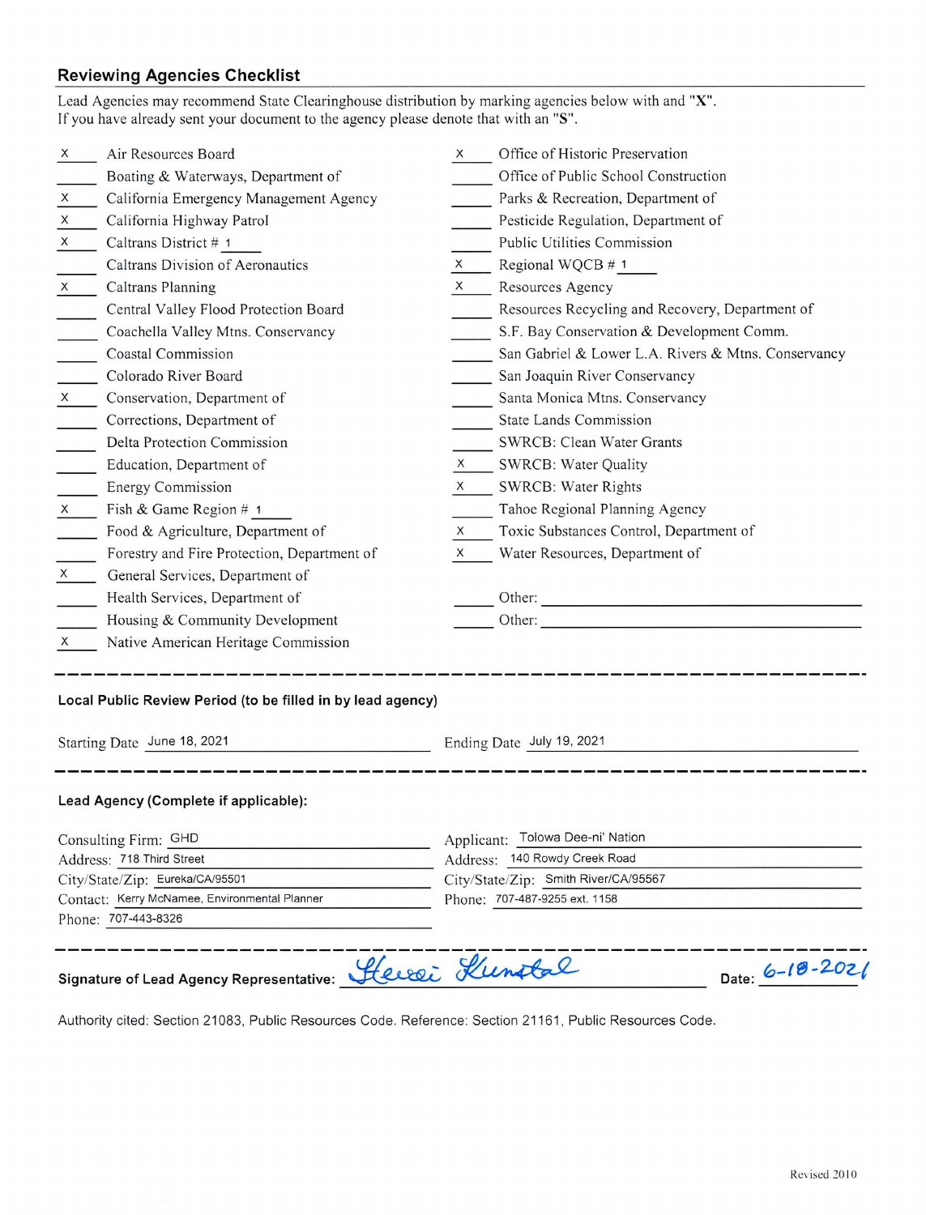## Reviewing Agencies Checklist

Lead Agencies may recommend State Clearinghouse distribution by marking agencies below with and "X".
If you have already sent your document to the agency please denote that with an "S".

| | | | |
|---|---|---|---|
| X | Air Resources Board | X | Office of Historic Preservation |
| | Boating & Waterways, Department of | | Office of Public School Construction |
| X | California Emergency Management Agency | | Parks & Recreation, Department of |
| X | California Highway Patrol | | Pesticide Regulation, Department of |
| X | Caltrans District # 1 | | Public Utilities Commission |
| | Caltrans Division of Aeronautics | X | Regional WQCB # 1 |
| X | Caltrans Planning | X | Resources Agency |
| | Central Valley Flood Protection Board | | Resources Recycling and Recovery, Department of |
| | Coachella Valley Mtns. Conservancy | | S.F. Bay Conservation & Development Comm. |
| | Coastal Commission | | San Gabriel & Lower L.A. Rivers & Mtns. Conservancy |
| | Colorado River Board | | San Joaquin River Conservancy |
| X | Conservation, Department of | | Santa Monica Mtns. Conservancy |
| | Corrections, Department of | | State Lands Commission |
| | Delta Protection Commission | | SWRCB: Clean Water Grants |
| | Education, Department of | X | SWRCB: Water Quality |
| | Energy Commission | X | SWRCB: Water Rights |
| X | Fish & Game Region # 1 | | Tahoe Regional Planning Agency |
| | Food & Agriculture, Department of | X | Toxic Substances Control, Department of |
| | Forestry and Fire Protection, Department of | X | Water Resources, Department of |
| X | General Services, Department of | | |
| | Health Services, Department of | | Other: |
| | Housing & Community Development | | Other: |
| X | Native American Heritage Commission | | |

---

**Local Public Review Period (to be filled in by lead agency)**

Starting Date June 18, 2021 | Ending Date July 19, 2021

---

**Lead Agency (Complete if applicable):**

Consulting Firm: GHD
Address: 718 Third Street
City/State/Zip: Eureka/CA/95501
Contact: Kerry McNamee, Environmental Planner
Phone: 707-443-8326

Applicant: Tolowa Dee-ni' Nation
Address: 140 Rowdy Creek Road
City/State/Zip: Smith River/CA/95567
Phone: 707-487-9255 ext. 1158

---

**Signature of Lead Agency Representative:** Hervi Kunstal **Date:** 6-18-2021

Authority cited: Section 21083, Public Resources Code. Reference: Section 21161, Public Resources Code.

Revised 2010